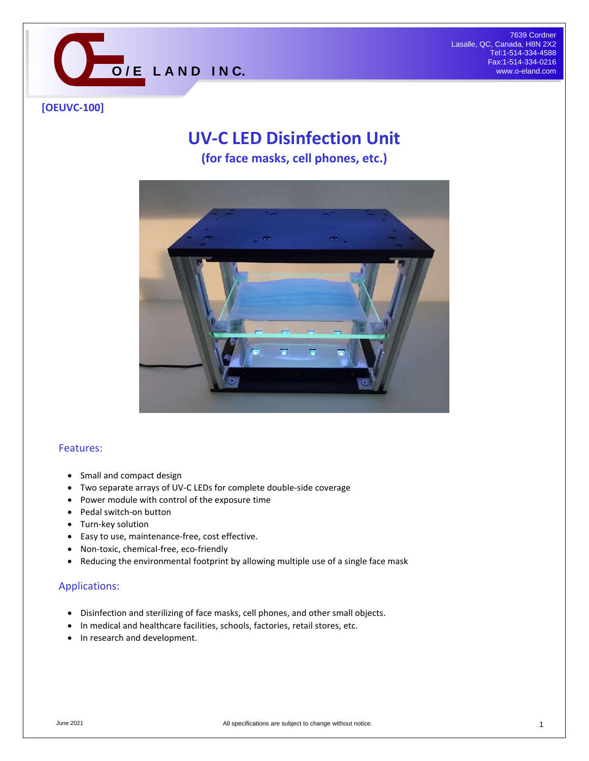O/E LAND INC.

7639 Cordner
Lasalle, QC, Canada, H8N 2X2
Tel:1-514-334-4588
Fax:1-514-334-0216
www.o-eland.com

**[OEUVC-100]**

# UV-C LED Disinfection Unit

## (for face masks, cell phones, etc.)

### Features:

- Small and compact design
- Two separate arrays of UV-C LEDs for complete double-side coverage
- Power module with control of the exposure time
- Pedal switch-on button
- Turn-key solution
- Easy to use, maintenance-free, cost effective.
- Non-toxic, chemical-free, eco-friendly
- Reducing the environmental footprint by allowing multiple use of a single face mask

### Applications:

- Disinfection and sterilizing of face masks, cell phones, and other small objects.
- In medical and healthcare facilities, schools, factories, retail stores, etc.
- In research and development.

June 2021 All specifications are subject to change without notice.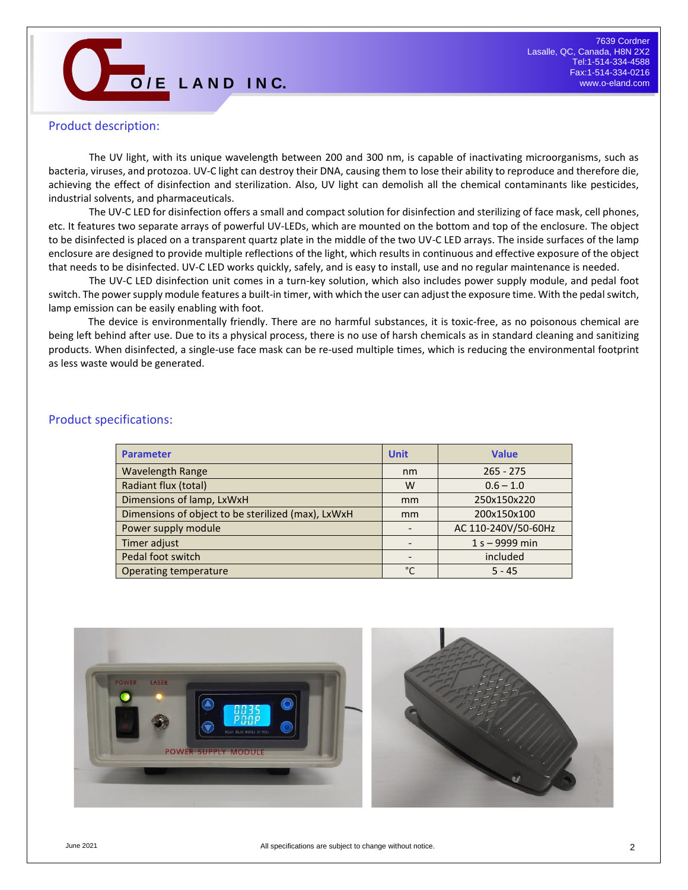## Product description:

The UV light, with its unique wavelength between 200 and 300 nm, is capable of inactivating microorganisms, such as bacteria, viruses, and protozoa. UV-C light can destroy their DNA, causing them to lose their ability to reproduce and therefore die, achieving the effect of disinfection and sterilization. Also, UV light can demolish all the chemical contaminants like pesticides, industrial solvents, and pharmaceuticals.

The UV-C LED for disinfection offers a small and compact solution for disinfection and sterilizing of face mask, cell phones, etc. It features two separate arrays of powerful UV-LEDs, which are mounted on the bottom and top of the enclosure. The object to be disinfected is placed on a transparent quartz plate in the middle of the two UV-C LED arrays. The inside surfaces of the lamp enclosure are designed to provide multiple reflections of the light, which results in continuous and effective exposure of the object that needs to be disinfected. UV-C LED works quickly, safely, and is easy to install, use and no regular maintenance is needed.

The UV-C LED disinfection unit comes in a turn-key solution, which also includes power supply module, and pedal foot switch. The power supply module features a built-in timer, with which the user can adjust the exposure time. With the pedal switch, lamp emission can be easily enabling with foot.

The device is environmentally friendly. There are no harmful substances, it is toxic-free, as no poisonous chemical are being left behind after use. Due to its a physical process, there is no use of harsh chemicals as in standard cleaning and sanitizing products. When disinfected, a single-use face mask can be re-used multiple times, which is reducing the environmental footprint as less waste would be generated.

## Product specifications:

| Parameter | Unit | Value |
|---|---|---|
| Wavelength Range | nm | 265 - 275 |
| Radiant flux (total) | W | 0.6 – 1.0 |
| Dimensions of lamp, LxWxH | mm | 250x150x220 |
| Dimensions of object to be sterilized (max), LxWxH | mm | 200x150x100 |
| Power supply module | - | AC 110-240V/50-60Hz |
| Timer adjust | - | 1 s – 9999 min |
| Pedal foot switch | - | included |
| Operating temperature | °C | 5 - 45 |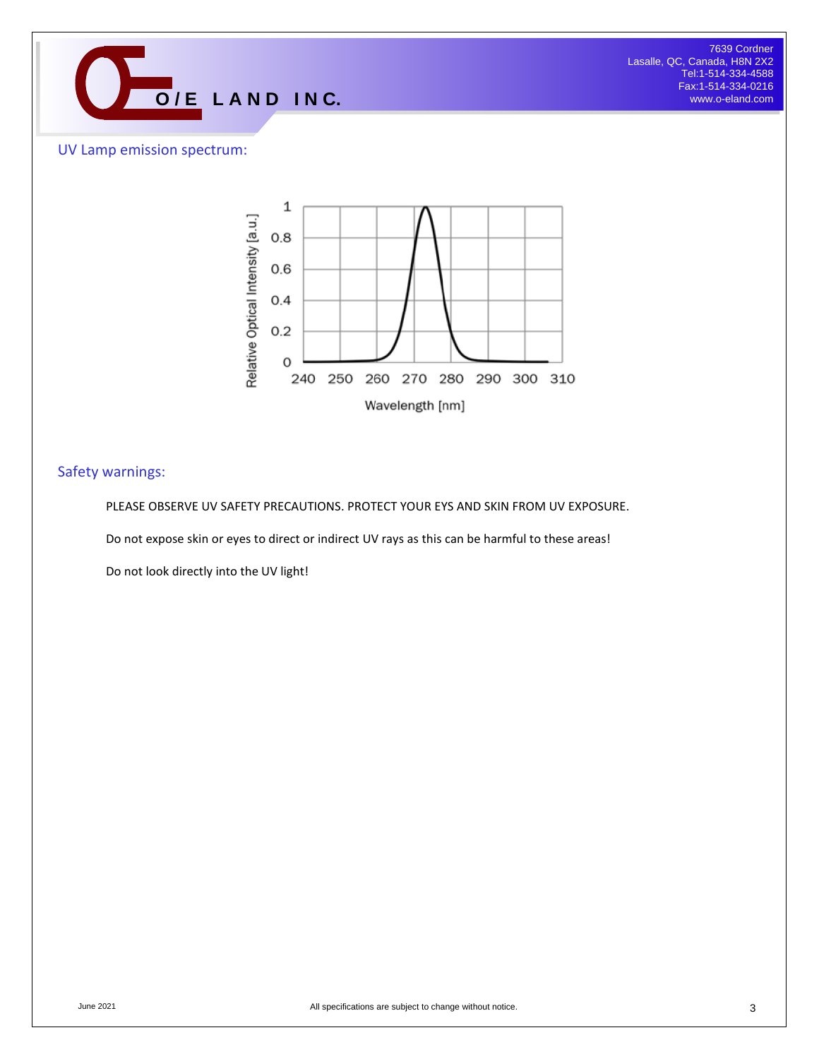## UV Lamp emission spectrum:

Relative Optical Intensity [a.u.]

1
0.8
0.6
0.4
0.2
0

240 250 260 270 280 290 300 310

Wavelength [nm]

## Safety warnings:

PLEASE OBSERVE UV SAFETY PRECAUTIONS. PROTECT YOUR EYS AND SKIN FROM UV EXPOSURE.

Do not expose skin or eyes to direct or indirect UV rays as this can be harmful to these areas!

Do not look directly into the UV light!